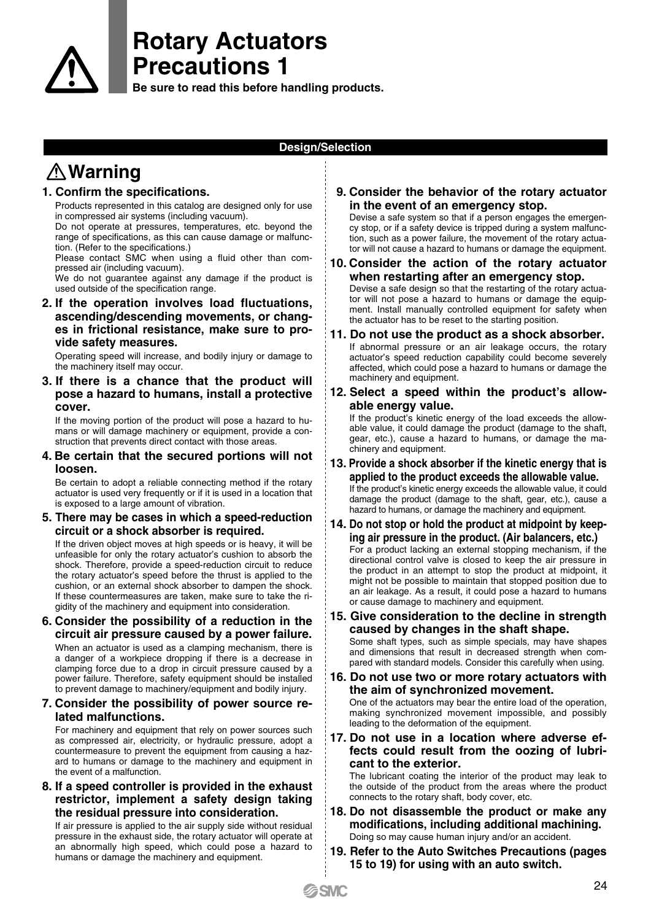# Rotary Actuators Precautions 1

**Be sure to read this before handling products.**

## Design/Selection

### ⚠ Warning

**1. Confirm the specifications.**

Products represented in this catalog are designed only for use in compressed air systems (including vacuum).

Do not operate at pressures, temperatures, etc. beyond the range of specifications, as this can cause damage or malfunction. (Refer to the specifications.)

Please contact SMC when using a fluid other than compressed air (including vacuum).

We do not guarantee against any damage if the product is used outside of the specification range.

**2. If the operation involves load fluctuations, ascending/descending movements, or changes in frictional resistance, make sure to provide safety measures.**

Operating speed will increase, and bodily injury or damage to the machinery itself may occur.

**3. If there is a chance that the product will pose a hazard to humans, install a protective cover.**

If the moving portion of the product will pose a hazard to humans or will damage machinery or equipment, provide a construction that prevents direct contact with those areas.

**4. Be certain that the secured portions will not loosen.**

Be certain to adopt a reliable connecting method if the rotary actuator is used very frequently or if it is used in a location that is exposed to a large amount of vibration.

**5. There may be cases in which a speed-reduction circuit or a shock absorber is required.**

If the driven object moves at high speeds or is heavy, it will be unfeasible for only the rotary actuator's cushion to absorb the shock. Therefore, provide a speed-reduction circuit to reduce the rotary actuator's speed before the thrust is applied to the cushion, or an external shock absorber to dampen the shock. If these countermeasures are taken, make sure to take the rigidity of the machinery and equipment into consideration.

**6. Consider the possibility of a reduction in the circuit air pressure caused by a power failure.**

When an actuator is used as a clamping mechanism, there is a danger of a workpiece dropping if there is a decrease in clamping force due to a drop in circuit pressure caused by a power failure. Therefore, safety equipment should be installed to prevent damage to machinery/equipment and bodily injury.

**7. Consider the possibility of power source related malfunctions.**

For machinery and equipment that rely on power sources such as compressed air, electricity, or hydraulic pressure, adopt a countermeasure to prevent the equipment from causing a hazard to humans or damage to the machinery and equipment in the event of a malfunction.

**8. If a speed controller is provided in the exhaust restrictor, implement a safety design taking the residual pressure into consideration.**

If air pressure is applied to the air supply side without residual pressure in the exhaust side, the rotary actuator will operate at an abnormally high speed, which could pose a hazard to humans or damage the machinery and equipment.

**9. Consider the behavior of the rotary actuator in the event of an emergency stop.**

Devise a safe system so that if a person engages the emergency stop, or if a safety device is tripped during a system malfunction, such as a power failure, the movement of the rotary actuator will not cause a hazard to humans or damage the equipment.

**10. Consider the action of the rotary actuator when restarting after an emergency stop.**

Devise a safe design so that the restarting of the rotary actuator will not pose a hazard to humans or damage the equipment. Install manually controlled equipment for safety when the actuator has to be reset to the starting position.

**11. Do not use the product as a shock absorber.**

If abnormal pressure or an air leakage occurs, the rotary actuator's speed reduction capability could become severely affected, which could pose a hazard to humans or damage the machinery and equipment.

**12. Select a speed within the product's allowable energy value.**

If the product's kinetic energy of the load exceeds the allowable value, it could damage the product (damage to the shaft, gear, etc.), cause a hazard to humans, or damage the machinery and equipment.

**13. Provide a shock absorber if the kinetic energy that is applied to the product exceeds the allowable value.**

If the product's kinetic energy exceeds the allowable value, it could damage the product (damage to the shaft, gear, etc.), cause a hazard to humans, or damage the machinery and equipment.

**14. Do not stop or hold the product at midpoint by keeping air pressure in the product. (Air balancers, etc.)**

For a product lacking an external stopping mechanism, if the directional control valve is closed to keep the air pressure in the product in an attempt to stop the product at midpoint, it might not be possible to maintain that stopped position due to an air leakage. As a result, it could pose a hazard to humans or cause damage to machinery and equipment.

**15. Give consideration to the decline in strength caused by changes in the shaft shape.**

Some shaft types, such as simple specials, may have shapes and dimensions that result in decreased strength when compared with standard models. Consider this carefully when using.

**16. Do not use two or more rotary actuators with the aim of synchronized movement.**

One of the actuators may bear the entire load of the operation, making synchronized movement impossible, and possibly leading to the deformation of the equipment.

**17. Do not use in a location where adverse effects could result from the oozing of lubricant to the exterior.**

The lubricant coating the interior of the product may leak to the outside of the product from the areas where the product connects to the rotary shaft, body cover, etc.

**18. Do not disassemble the product or make any modifications, including additional machining.**

Doing so may cause human injury and/or an accident.

**19. Refer to the Auto Switches Precautions (pages 15 to 19) for using with an auto switch.**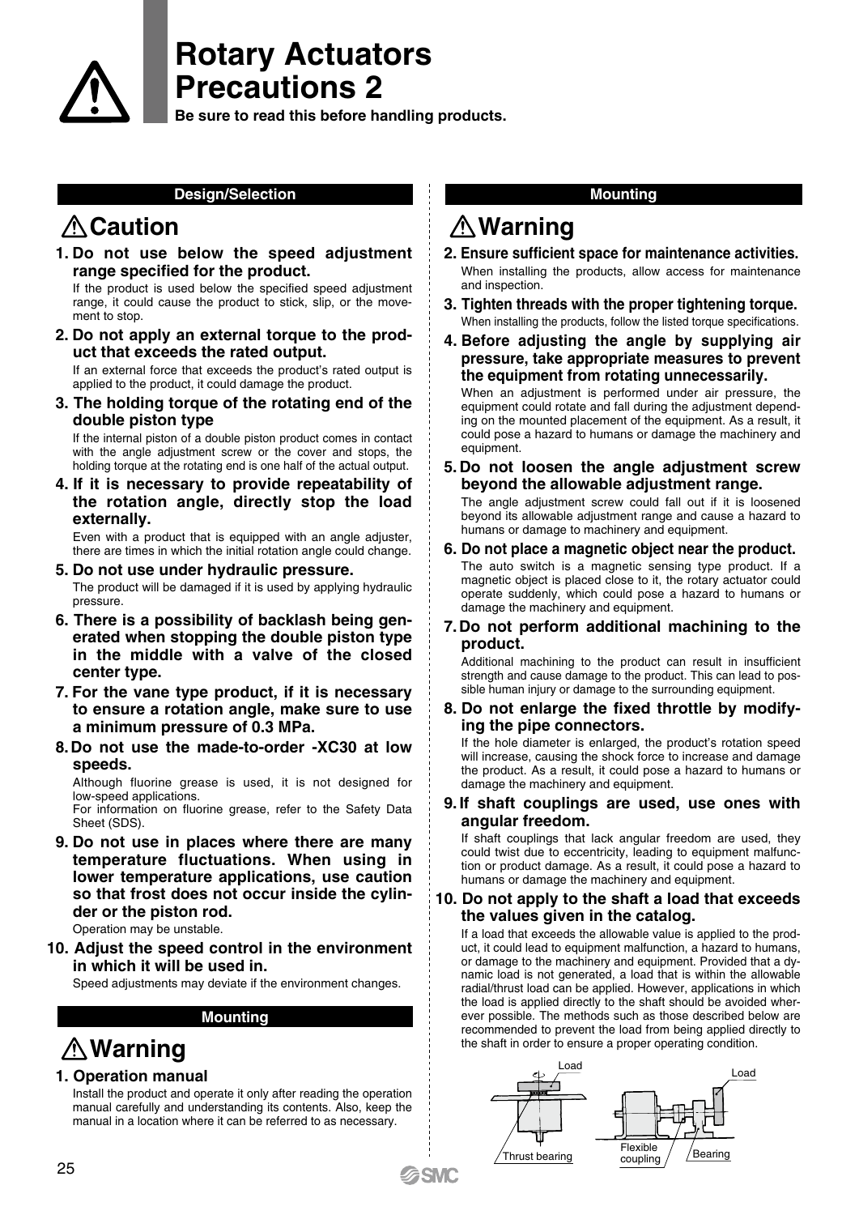# Rotary Actuators Precautions 2

**Be sure to read this before handling products.**

## Design/Selection

### ⚠Caution

**1. Do not use below the speed adjustment range specified for the product.**

If the product is used below the specified speed adjustment range, it could cause the product to stick, slip, or the movement to stop.

**2. Do not apply an external torque to the product that exceeds the rated output.**

If an external force that exceeds the product's rated output is applied to the product, it could damage the product.

**3. The holding torque of the rotating end of the double piston type**

If the internal piston of a double piston product comes in contact with the angle adjustment screw or the cover and stops, the holding torque at the rotating end is one half of the actual output.

**4. If it is necessary to provide repeatability of the rotation angle, directly stop the load externally.**

Even with a product that is equipped with an angle adjuster, there are times in which the initial rotation angle could change.

**5. Do not use under hydraulic pressure.**

The product will be damaged if it is used by applying hydraulic pressure.

**6. There is a possibility of backlash being generated when stopping the double piston type in the middle with a valve of the closed center type.**

**7. For the vane type product, if it is necessary to ensure a rotation angle, make sure to use a minimum pressure of 0.3 MPa.**

**8. Do not use the made-to-order -XC30 at low speeds.**

Although fluorine grease is used, it is not designed for low-speed applications.
For information on fluorine grease, refer to the Safety Data Sheet (SDS).

**9. Do not use in places where there are many temperature fluctuations. When using in lower temperature applications, use caution so that frost does not occur inside the cylinder or the piston rod.**

Operation may be unstable.

**10. Adjust the speed control in the environment in which it will be used in.**

Speed adjustments may deviate if the environment changes.

## Mounting

### ⚠Warning

**1. Operation manual**

Install the product and operate it only after reading the operation manual carefully and understanding its contents. Also, keep the manual in a location where it can be referred to as necessary.

**2. Ensure sufficient space for maintenance activities.**

When installing the products, allow access for maintenance and inspection.

**3. Tighten threads with the proper tightening torque.**

When installing the products, follow the listed torque specifications.

**4. Before adjusting the angle by supplying air pressure, take appropriate measures to prevent the equipment from rotating unnecessarily.**

When an adjustment is performed under air pressure, the equipment could rotate and fall during the adjustment depending on the mounted placement of the equipment. As a result, it could pose a hazard to humans or damage the machinery and equipment.

**5. Do not loosen the angle adjustment screw beyond the allowable adjustment range.**

The angle adjustment screw could fall out if it is loosened beyond its allowable adjustment range and cause a hazard to humans or damage to machinery and equipment.

**6. Do not place a magnetic object near the product.**

The auto switch is a magnetic sensing type product. If a magnetic object is placed close to it, the rotary actuator could operate suddenly, which could pose a hazard to humans or damage the machinery and equipment.

**7. Do not perform additional machining to the product.**

Additional machining to the product can result in insufficient strength and cause damage to the product. This can lead to possible human injury or damage to the surrounding equipment.

**8. Do not enlarge the fixed throttle by modifying the pipe connectors.**

If the hole diameter is enlarged, the product's rotation speed will increase, causing the shock force to increase and damage the product. As a result, it could pose a hazard to humans or damage the machinery and equipment.

**9. If shaft couplings are used, use ones with angular freedom.**

If shaft couplings that lack angular freedom are used, they could twist due to eccentricity, leading to equipment malfunction or product damage. As a result, it could pose a hazard to humans or damage the machinery and equipment.

**10. Do not apply to the shaft a load that exceeds the values given in the catalog.**

If a load that exceeds the allowable value is applied to the product, it could lead to equipment malfunction, a hazard to humans, or damage to the machinery and equipment. Provided that a dynamic load is not generated, a load that is within the allowable radial/thrust load can be applied. However, applications in which the load is applied directly to the shaft should be avoided wherever possible. The methods such as those described below are recommended to prevent the load from being applied directly to the shaft in order to ensure a proper operating condition.

Load, Thrust bearing, Load, Flexible coupling, Bearing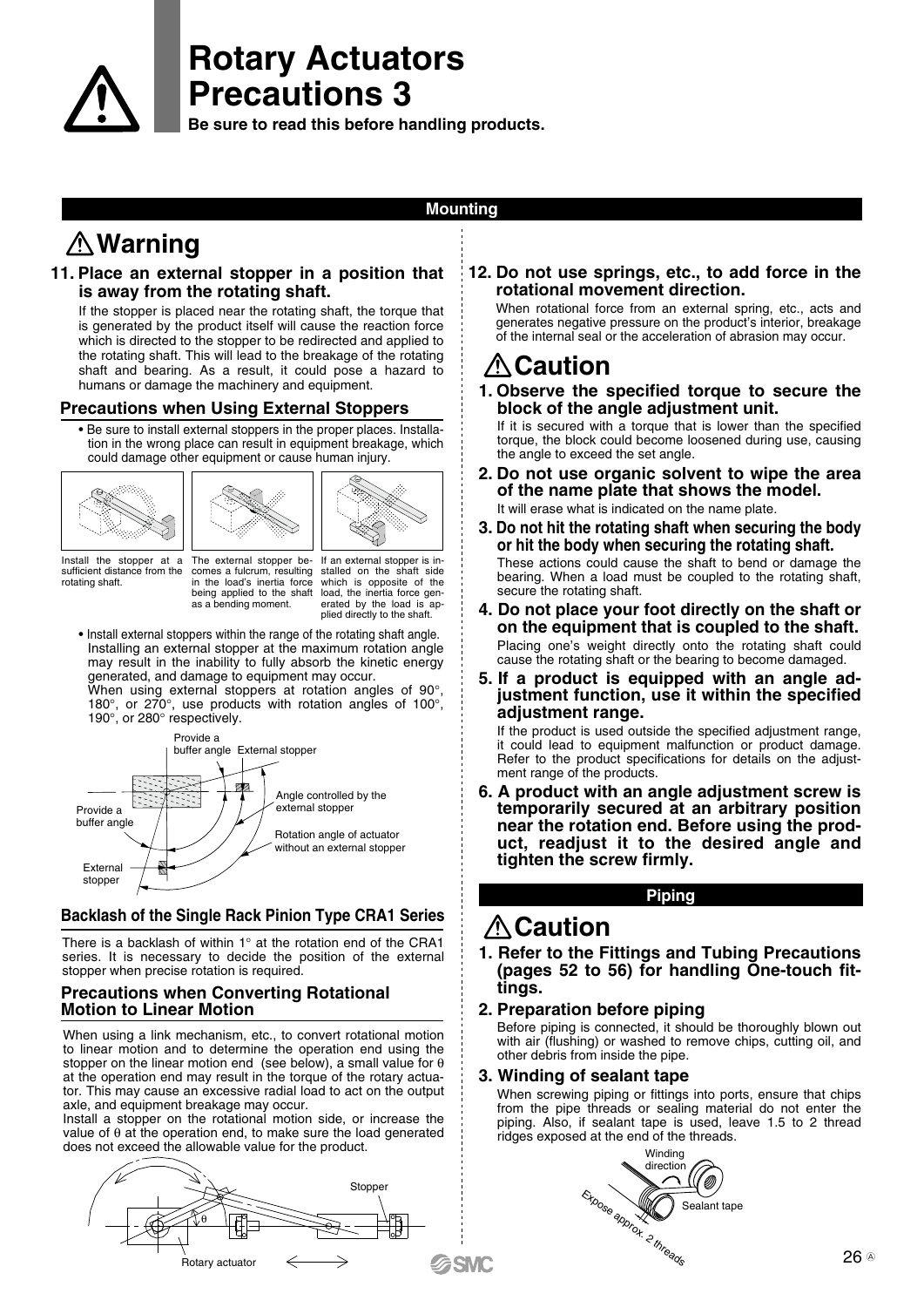# Rotary Actuators Precautions 3

**Be sure to read this before handling products.**

## Mounting

## ⚠Warning

**11. Place an external stopper in a position that is away from the rotating shaft.**

If the stopper is placed near the rotating shaft, the torque that is generated by the product itself will cause the reaction force which is directed to the stopper to be redirected and applied to the rotating shaft. This will lead to the breakage of the rotating shaft and bearing. As a result, it could pose a hazard to humans or damage the machinery and equipment.

### Precautions when Using External Stoppers

- Be sure to install external stoppers in the proper places. Installation in the wrong place can result in equipment breakage, which could damage other equipment or cause human injury.

Install the stopper at a sufficient distance from the rotating shaft.

The external stopper becomes a fulcrum, resulting in the load's inertia force being applied to the shaft as a bending moment.

If an external stopper is installed on the shaft side which is opposite of the load, the inertia force generated by the load is applied directly to the shaft.

- Install external stoppers within the range of the rotating shaft angle. Installing an external stopper at the maximum rotation angle may result in the inability to fully absorb the kinetic energy generated, and damage to equipment may occur.
  When using external stoppers at rotation angles of 90°, 180°, or 270°, use products with rotation angles of 100°, 190°, or 280° respectively.

Provide a buffer angle / External stopper / Angle controlled by the external stopper / Provide a buffer angle / Rotation angle of actuator without an external stopper / External stopper

### Backlash of the Single Rack Pinion Type CRA1 Series

There is a backlash of within 1° at the rotation end of the CRA1 series. It is necessary to decide the position of the external stopper when precise rotation is required.

### Precautions when Converting Rotational Motion to Linear Motion

When using a link mechanism, etc., to convert rotational motion to linear motion and to determine the operation end using the stopper on the linear motion end (see below), a small value for $\theta$ at the operation end may result in the torque of the rotary actuator. This may cause an excessive radial load to act on the output axle, and equipment breakage may occur.

Install a stopper on the rotational motion side, or increase the value of $\theta$ at the operation end, to make sure the load generated does not exceed the allowable value for the product.

Stopper / $\theta$ / Rotary actuator

**12. Do not use springs, etc., to add force in the rotational movement direction.**

When rotational force from an external spring, etc., acts and generates negative pressure on the product's interior, breakage of the internal seal or the acceleration of abrasion may occur.

## ⚠Caution

**1. Observe the specified torque to secure the block of the angle adjustment unit.**

If it is secured with a torque that is lower than the specified torque, the block could become loosened during use, causing the angle to exceed the set angle.

**2. Do not use organic solvent to wipe the area of the name plate that shows the model.**

It will erase what is indicated on the name plate.

**3. Do not hit the rotating shaft when securing the body or hit the body when securing the rotating shaft.**

These actions could cause the shaft to bend or damage the bearing. When a load must be coupled to the rotating shaft, secure the rotating shaft.

**4. Do not place your foot directly on the shaft or on the equipment that is coupled to the shaft.**

Placing one's weight directly onto the rotating shaft could cause the rotating shaft or the bearing to become damaged.

**5. If a product is equipped with an angle adjustment function, use it within the specified adjustment range.**

If the product is used outside the specified adjustment range, it could lead to equipment malfunction or product damage. Refer to the product specifications for details on the adjustment range of the products.

**6. A product with an angle adjustment screw is temporarily secured at an arbitrary position near the rotation end. Before using the product, readjust it to the desired angle and tighten the screw firmly.**

## Piping

## ⚠Caution

**1. Refer to the Fittings and Tubing Precautions (pages 52 to 56) for handling One-touch fittings.**

**2. Preparation before piping**

Before piping is connected, it should be thoroughly blown out with air (flushing) or washed to remove chips, cutting oil, and other debris from inside the pipe.

**3. Winding of sealant tape**

When screwing piping or fittings into ports, ensure that chips from the pipe threads or sealing material do not enter the piping. Also, if sealant tape is used, leave 1.5 to 2 thread ridges exposed at the end of the threads.

Winding direction / Sealant tape / Expose approx. 2 threads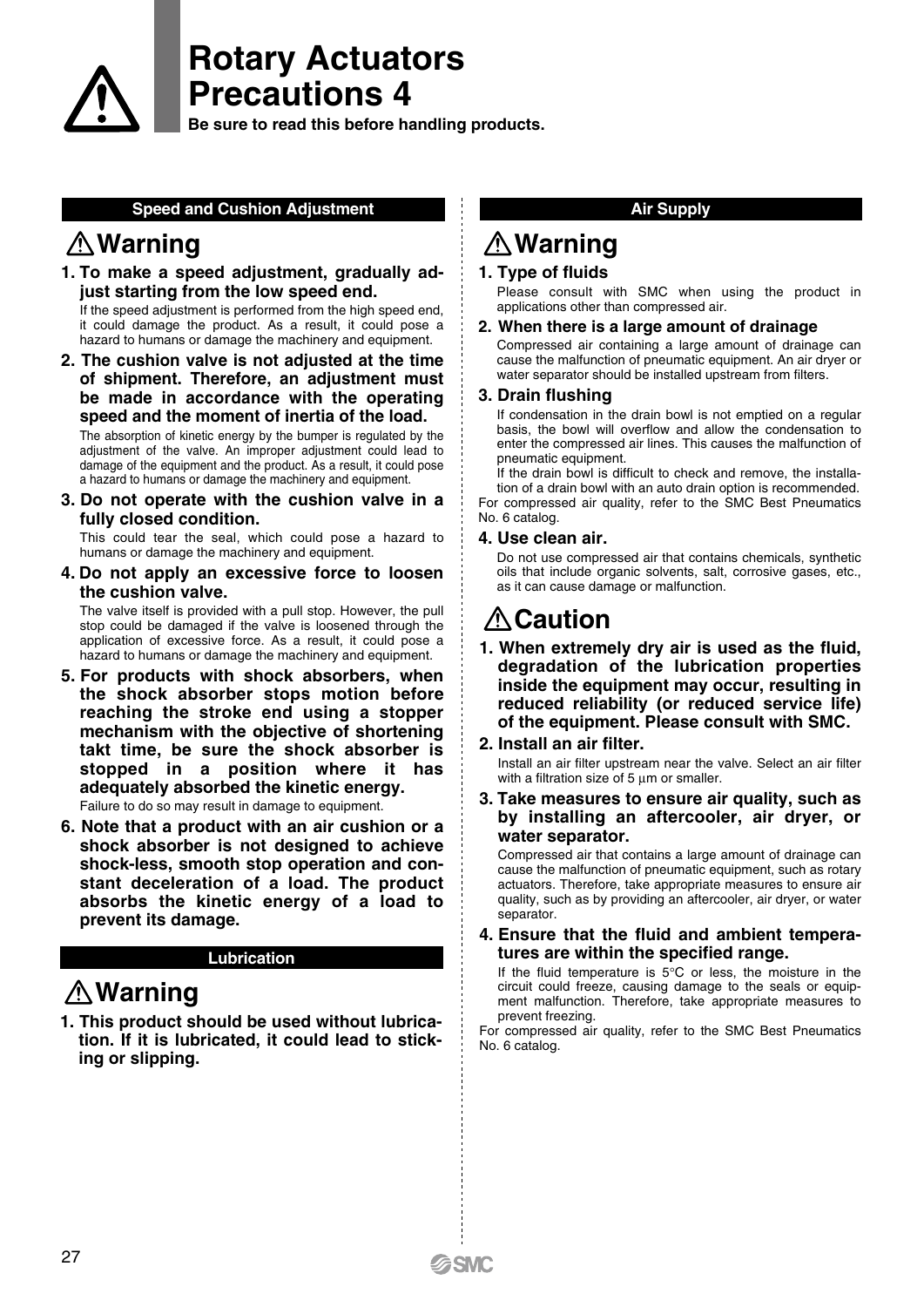# Rotary Actuators Precautions 4

**Be sure to read this before handling products.**

## Speed and Cushion Adjustment

### ⚠ Warning

**1. To make a speed adjustment, gradually adjust starting from the low speed end.**

If the speed adjustment is performed from the high speed end, it could damage the product. As a result, it could pose a hazard to humans or damage the machinery and equipment.

**2. The cushion valve is not adjusted at the time of shipment. Therefore, an adjustment must be made in accordance with the operating speed and the moment of inertia of the load.**

The absorption of kinetic energy by the bumper is regulated by the adjustment of the valve. An improper adjustment could lead to damage of the equipment and the product. As a result, it could pose a hazard to humans or damage the machinery and equipment.

**3. Do not operate with the cushion valve in a fully closed condition.**

This could tear the seal, which could pose a hazard to humans or damage the machinery and equipment.

**4. Do not apply an excessive force to loosen the cushion valve.**

The valve itself is provided with a pull stop. However, the pull stop could be damaged if the valve is loosened through the application of excessive force. As a result, it could pose a hazard to humans or damage the machinery and equipment.

**5. For products with shock absorbers, when the shock absorber stops motion before reaching the stroke end using a stopper mechanism with the objective of shortening takt time, be sure the shock absorber is stopped in a position where it has adequately absorbed the kinetic energy.**

Failure to do so may result in damage to equipment.

**6. Note that a product with an air cushion or a shock absorber is not designed to achieve shock-less, smooth stop operation and constant deceleration of a load. The product absorbs the kinetic energy of a load to prevent its damage.**

## Lubrication

### ⚠ Warning

**1. This product should be used without lubrication. If it is lubricated, it could lead to sticking or slipping.**

## Air Supply

### ⚠ Warning

**1. Type of fluids**

Please consult with SMC when using the product in applications other than compressed air.

**2. When there is a large amount of drainage**

Compressed air containing a large amount of drainage can cause the malfunction of pneumatic equipment. An air dryer or water separator should be installed upstream from filters.

**3. Drain flushing**

If condensation in the drain bowl is not emptied on a regular basis, the bowl will overflow and allow the condensation to enter the compressed air lines. This causes the malfunction of pneumatic equipment.

If the drain bowl is difficult to check and remove, the installation of a drain bowl with an auto drain option is recommended.

For compressed air quality, refer to the SMC Best Pneumatics No. 6 catalog.

**4. Use clean air.**

Do not use compressed air that contains chemicals, synthetic oils that include organic solvents, salt, corrosive gases, etc., as it can cause damage or malfunction.

### ⚠ Caution

**1. When extremely dry air is used as the fluid, degradation of the lubrication properties inside the equipment may occur, resulting in reduced reliability (or reduced service life) of the equipment. Please consult with SMC.**

**2. Install an air filter.**

Install an air filter upstream near the valve. Select an air filter with a filtration size of 5 µm or smaller.

**3. Take measures to ensure air quality, such as by installing an aftercooler, air dryer, or water separator.**

Compressed air that contains a large amount of drainage can cause the malfunction of pneumatic equipment, such as rotary actuators. Therefore, take appropriate measures to ensure air quality, such as by providing an aftercooler, air dryer, or water separator.

**4. Ensure that the fluid and ambient temperatures are within the specified range.**

If the fluid temperature is 5°C or less, the moisture in the circuit could freeze, causing damage to the seals or equipment malfunction. Therefore, take appropriate measures to prevent freezing.

For compressed air quality, refer to the SMC Best Pneumatics No. 6 catalog.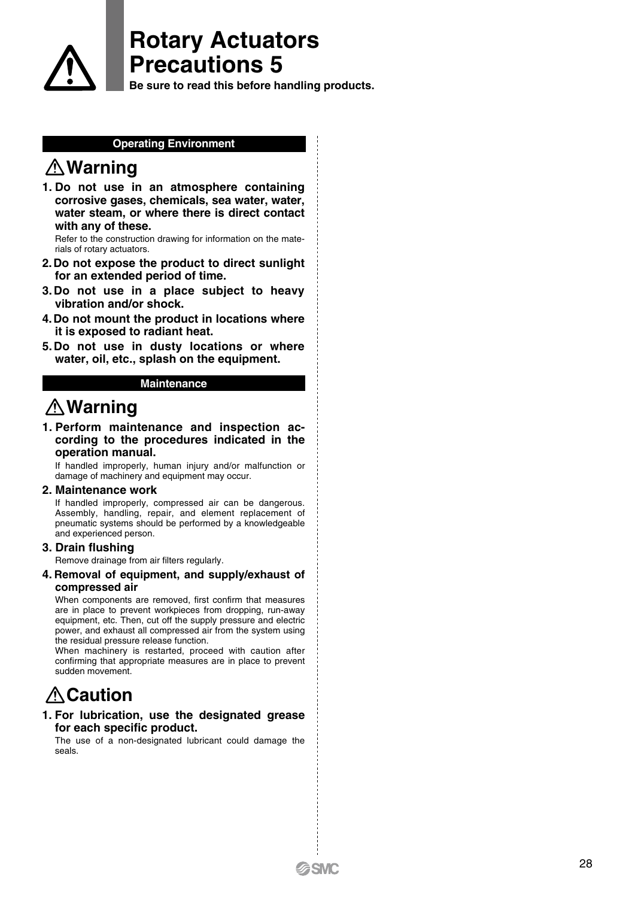# Rotary Actuators Precautions 5

**Be sure to read this before handling products.**

## Operating Environment

### ⚠ Warning

1. **Do not use in an atmosphere containing corrosive gases, chemicals, sea water, water, water steam, or where there is direct contact with any of these.**
   Refer to the construction drawing for information on the materials of rotary actuators.
2. **Do not expose the product to direct sunlight for an extended period of time.**
3. **Do not use in a place subject to heavy vibration and/or shock.**
4. **Do not mount the product in locations where it is exposed to radiant heat.**
5. **Do not use in dusty locations or where water, oil, etc., splash on the equipment.**

## Maintenance

### ⚠ Warning

1. **Perform maintenance and inspection according to the procedures indicated in the operation manual.**
   If handled improperly, human injury and/or malfunction or damage of machinery and equipment may occur.
2. **Maintenance work**
   If handled improperly, compressed air can be dangerous. Assembly, handling, repair, and element replacement of pneumatic systems should be performed by a knowledgeable and experienced person.
3. **Drain flushing**
   Remove drainage from air filters regularly.
4. **Removal of equipment, and supply/exhaust of compressed air**
   When components are removed, first confirm that measures are in place to prevent workpieces from dropping, run-away equipment, etc. Then, cut off the supply pressure and electric power, and exhaust all compressed air from the system using the residual pressure release function.
   When machinery is restarted, proceed with caution after confirming that appropriate measures are in place to prevent sudden movement.

### ⚠ Caution

1. **For lubrication, use the designated grease for each specific product.**
   The use of a non-designated lubricant could damage the seals.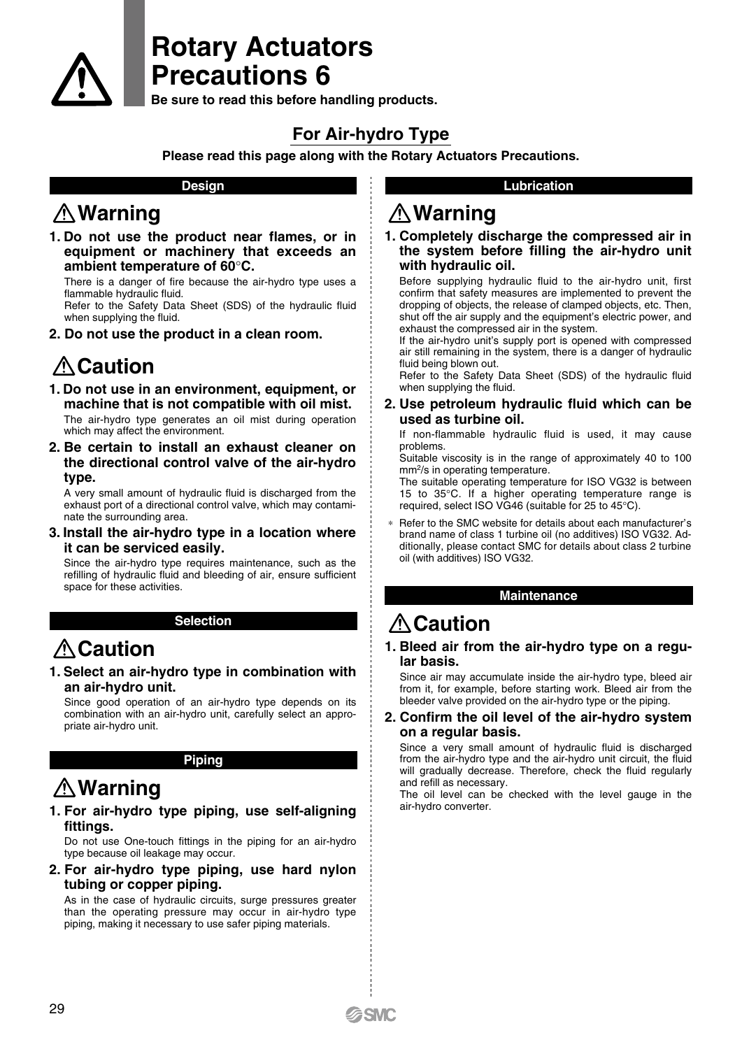# Rotary Actuators Precautions 6

**Be sure to read this before handling products.**

## For Air-hydro Type

**Please read this page along with the Rotary Actuators Precautions.**

### Design

#### ⚠Warning

**1. Do not use the product near flames, or in equipment or machinery that exceeds an ambient temperature of 60°C.**

There is a danger of fire because the air-hydro type uses a flammable hydraulic fluid.
Refer to the Safety Data Sheet (SDS) of the hydraulic fluid when supplying the fluid.

**2. Do not use the product in a clean room.**

#### ⚠Caution

**1. Do not use in an environment, equipment, or machine that is not compatible with oil mist.**

The air-hydro type generates an oil mist during operation which may affect the environment.

**2. Be certain to install an exhaust cleaner on the directional control valve of the air-hydro type.**

A very small amount of hydraulic fluid is discharged from the exhaust port of a directional control valve, which may contaminate the surrounding area.

**3. Install the air-hydro type in a location where it can be serviced easily.**

Since the air-hydro type requires maintenance, such as the refilling of hydraulic fluid and bleeding of air, ensure sufficient space for these activities.

### Selection

#### ⚠Caution

**1. Select an air-hydro type in combination with an air-hydro unit.**

Since good operation of an air-hydro type depends on its combination with an air-hydro unit, carefully select an appropriate air-hydro unit.

### Piping

#### ⚠Warning

**1. For air-hydro type piping, use self-aligning fittings.**

Do not use One-touch fittings in the piping for an air-hydro type because oil leakage may occur.

**2. For air-hydro type piping, use hard nylon tubing or copper piping.**

As in the case of hydraulic circuits, surge pressures greater than the operating pressure may occur in air-hydro type piping, making it necessary to use safer piping materials.

### Lubrication

#### ⚠Warning

**1. Completely discharge the compressed air in the system before filling the air-hydro unit with hydraulic oil.**

Before supplying hydraulic fluid to the air-hydro unit, first confirm that safety measures are implemented to prevent the dropping of objects, the release of clamped objects, etc. Then, shut off the air supply and the equipment's electric power, and exhaust the compressed air in the system.
If the air-hydro unit's supply port is opened with compressed air still remaining in the system, there is a danger of hydraulic fluid being blown out.
Refer to the Safety Data Sheet (SDS) of the hydraulic fluid when supplying the fluid.

**2. Use petroleum hydraulic fluid which can be used as turbine oil.**

If non-flammable hydraulic fluid is used, it may cause problems.
Suitable viscosity is in the range of approximately 40 to 100 $mm^2/s$ in operating temperature.
The suitable operating temperature for ISO VG32 is between 15 to 35°C. If a higher operating temperature range is required, select ISO VG46 (suitable for 25 to 45°C).

* Refer to the SMC website for details about each manufacturer's brand name of class 1 turbine oil (no additives) ISO VG32. Additionally, please contact SMC for details about class 2 turbine oil (with additives) ISO VG32.

### Maintenance

#### ⚠Caution

**1. Bleed air from the air-hydro type on a regular basis.**

Since air may accumulate inside the air-hydro type, bleed air from it, for example, before starting work. Bleed air from the bleeder valve provided on the air-hydro type or the piping.

**2. Confirm the oil level of the air-hydro system on a regular basis.**

Since a very small amount of hydraulic fluid is discharged from the air-hydro type and the air-hydro unit circuit, the fluid will gradually decrease. Therefore, check the fluid regularly and refill as necessary.
The oil level can be checked with the level gauge in the air-hydro converter.